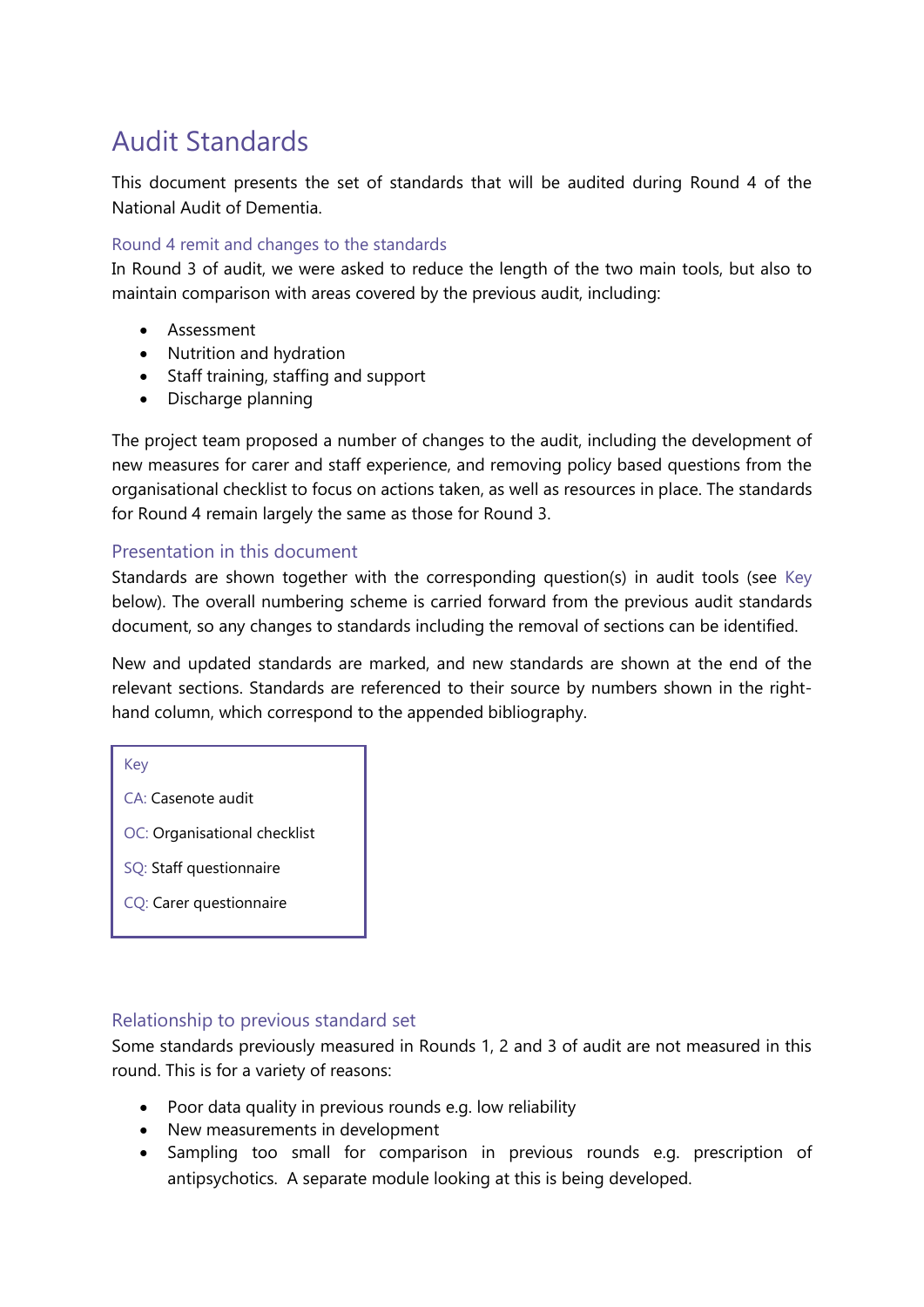# Audit Standards

This document presents the set of standards that will be audited during Round 4 of the National Audit of Dementia.

## Round 4 remit and changes to the standards

In Round 3 of audit, we were asked to reduce the length of the two main tools, but also to maintain comparison with areas covered by the previous audit, including:

- Assessment
- Nutrition and hydration
- Staff training, staffing and support
- Discharge planning

The project team proposed a number of changes to the audit, including the development of new measures for carer and staff experience, and removing policy based questions from the organisational checklist to focus on actions taken, as well as resources in place. The standards for Round 4 remain largely the same as those for Round 3.

## Presentation in this document

Standards are shown together with the corresponding question(s) in audit tools (see Key below). The overall numbering scheme is carried forward from the previous audit standards document, so any changes to standards including the removal of sections can be identified.

New and updated standards are marked, and new standards are shown at the end of the relevant sections. Standards are referenced to their source by numbers shown in the right-hand column, which correspond to the appended bibliography.

| Key |
|---|
| CA: Casenote audit |
| OC: Organisational checklist |
| SQ: Staff questionnaire |
| CQ: Carer questionnaire |

## Relationship to previous standard set

Some standards previously measured in Rounds 1, 2 and 3 of audit are not measured in this round. This is for a variety of reasons:

- Poor data quality in previous rounds e.g. low reliability
- New measurements in development
- Sampling too small for comparison in previous rounds e.g. prescription of antipsychotics. A separate module looking at this is being developed.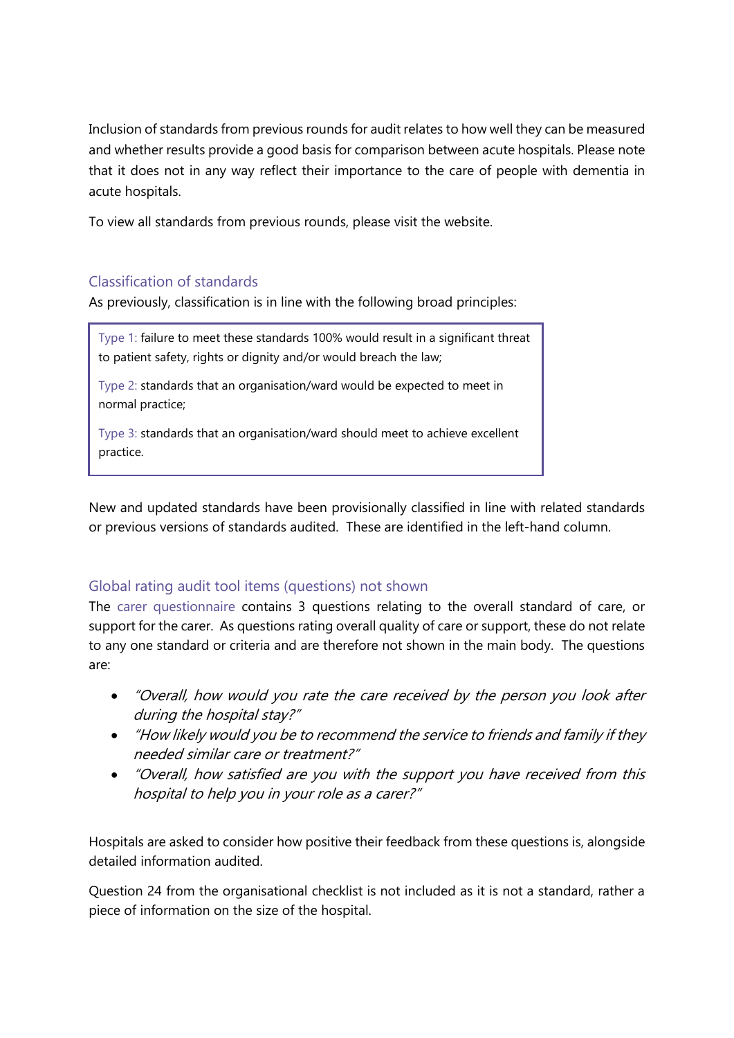Inclusion of standards from previous rounds for audit relates to how well they can be measured and whether results provide a good basis for comparison between acute hospitals. Please note that it does not in any way reflect their importance to the care of people with dementia in acute hospitals.

To view all standards from previous rounds, please visit the website.

## Classification of standards

As previously, classification is in line with the following broad principles:

> Type 1: failure to meet these standards 100% would result in a significant threat to patient safety, rights or dignity and/or would breach the law;
>
> Type 2: standards that an organisation/ward would be expected to meet in normal practice;
>
> Type 3: standards that an organisation/ward should meet to achieve excellent practice.

New and updated standards have been provisionally classified in line with related standards or previous versions of standards audited. These are identified in the left-hand column.

## Global rating audit tool items (questions) not shown

The carer questionnaire contains 3 questions relating to the overall standard of care, or support for the carer. As questions rating overall quality of care or support, these do not relate to any one standard or criteria and are therefore not shown in the main body. The questions are:

- *"Overall, how would you rate the care received by the person you look after during the hospital stay?"*
- *"How likely would you be to recommend the service to friends and family if they needed similar care or treatment?"*
- *"Overall, how satisfied are you with the support you have received from this hospital to help you in your role as a carer?"*

Hospitals are asked to consider how positive their feedback from these questions is, alongside detailed information audited.

Question 24 from the organisational checklist is not included as it is not a standard, rather a piece of information on the size of the hospital.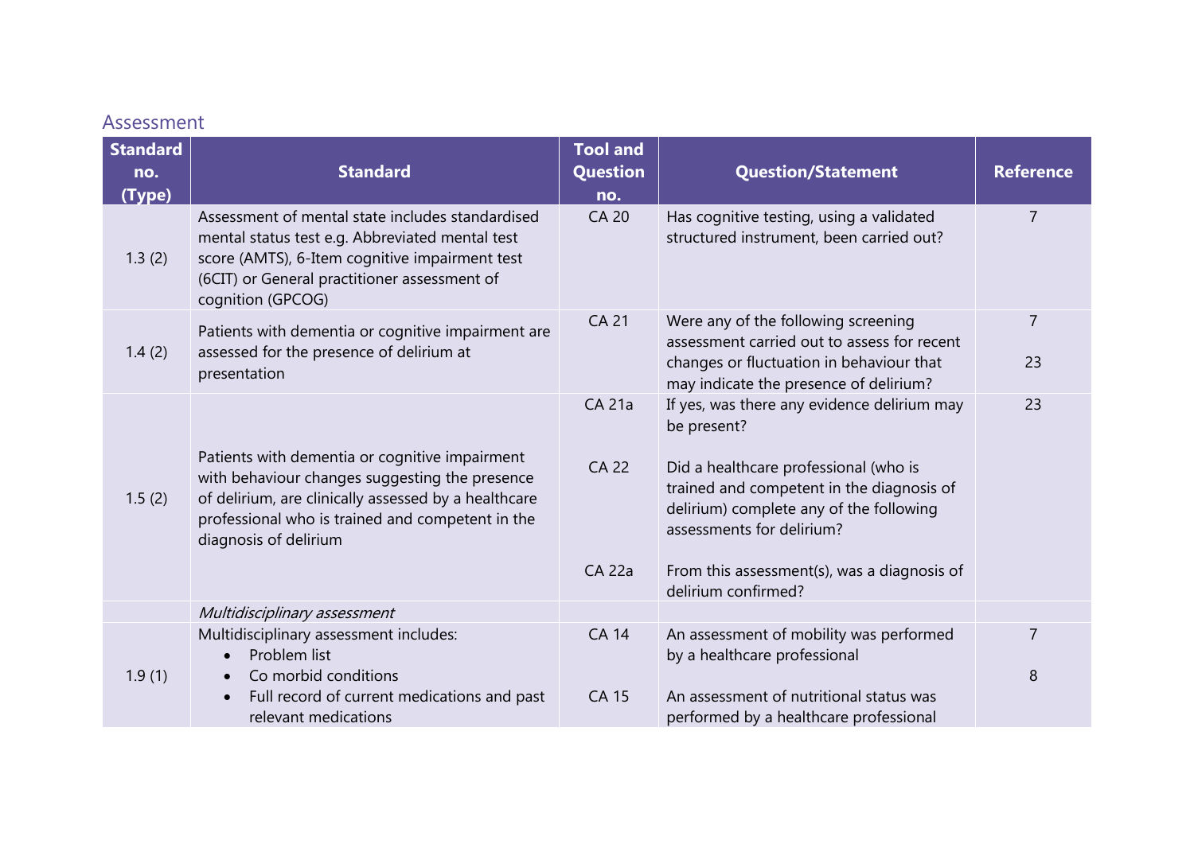## Assessment

| Standard no. (Type) | Standard | Tool and Question no. | Question/Statement | Reference |
|---|---|---|---|---|
| 1.3 (2) | Assessment of mental state includes standardised mental status test e.g. Abbreviated mental test score (AMTS), 6-Item cognitive impairment test (6CIT) or General practitioner assessment of cognition (GPCOG) | CA 20 | Has cognitive testing, using a validated structured instrument, been carried out? | 7 |
| 1.4 (2) | Patients with dementia or cognitive impairment are assessed for the presence of delirium at presentation | CA 21 | Were any of the following screening assessment carried out to assess for recent changes or fluctuation in behaviour that may indicate the presence of delirium? | 7<br><br>23 |
| 1.5 (2) | Patients with dementia or cognitive impairment with behaviour changes suggesting the presence of delirium, are clinically assessed by a healthcare professional who is trained and competent in the diagnosis of delirium | CA 21a<br><br>CA 22<br><br>CA 22a | If yes, was there any evidence delirium may be present?<br><br>Did a healthcare professional (who is trained and competent in the diagnosis of delirium) complete any of the following assessments for delirium?<br><br>From this assessment(s), was a diagnosis of delirium confirmed? | 23 |
| | *Multidisciplinary assessment* | | | |
| 1.9 (1) | Multidisciplinary assessment includes:<br>• Problem list<br>• Co morbid conditions<br>• Full record of current medications and past relevant medications | CA 14<br><br>CA 15 | An assessment of mobility was performed by a healthcare professional<br><br>An assessment of nutritional status was performed by a healthcare professional | 7<br><br>8 |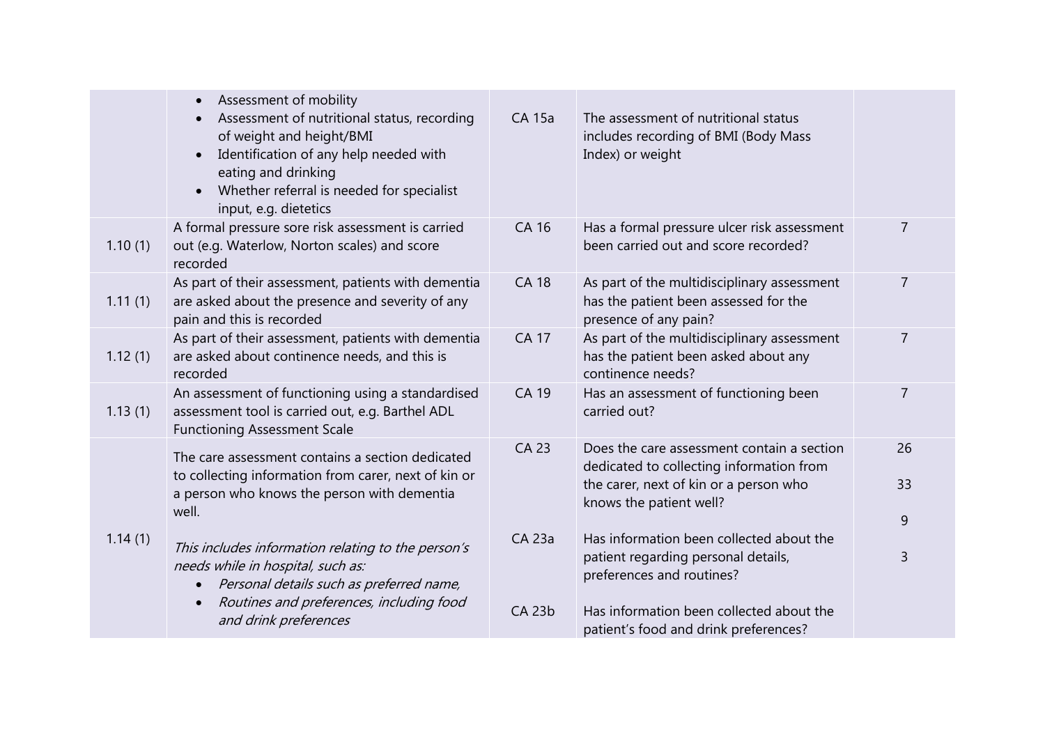| | | | | |
|---|---|---|---|---|
| | • Assessment of mobility<br>• Assessment of nutritional status, recording of weight and height/BMI<br>• Identification of any help needed with eating and drinking<br>• Whether referral is needed for specialist input, e.g. dietetics | CA 15a | The assessment of nutritional status includes recording of BMI (Body Mass Index) or weight | |
| 1.10 (1) | A formal pressure sore risk assessment is carried out (e.g. Waterlow, Norton scales) and score recorded | CA 16 | Has a formal pressure ulcer risk assessment been carried out and score recorded? | 7 |
| 1.11 (1) | As part of their assessment, patients with dementia are asked about the presence and severity of any pain and this is recorded | CA 18 | As part of the multidisciplinary assessment has the patient been assessed for the presence of any pain? | 7 |
| 1.12 (1) | As part of their assessment, patients with dementia are asked about continence needs, and this is recorded | CA 17 | As part of the multidisciplinary assessment has the patient been asked about any continence needs? | 7 |
| 1.13 (1) | An assessment of functioning using a standardised assessment tool is carried out, e.g. Barthel ADL Functioning Assessment Scale | CA 19 | Has an assessment of functioning been carried out? | 7 |
| 1.14 (1) | The care assessment contains a section dedicated to collecting information from carer, next of kin or a person who knows the person with dementia well.<br><br>*This includes information relating to the person's needs while in hospital, such as:*<br>• *Personal details such as preferred name,*<br>• *Routines and preferences, including food and drink preferences* | CA 23<br><br>CA 23a<br><br>CA 23b | Does the care assessment contain a section dedicated to collecting information from the carer, next of kin or a person who knows the patient well?<br><br>Has information been collected about the patient regarding personal details, preferences and routines?<br><br>Has information been collected about the patient's food and drink preferences? | 26<br><br>33<br><br>9<br><br>3 |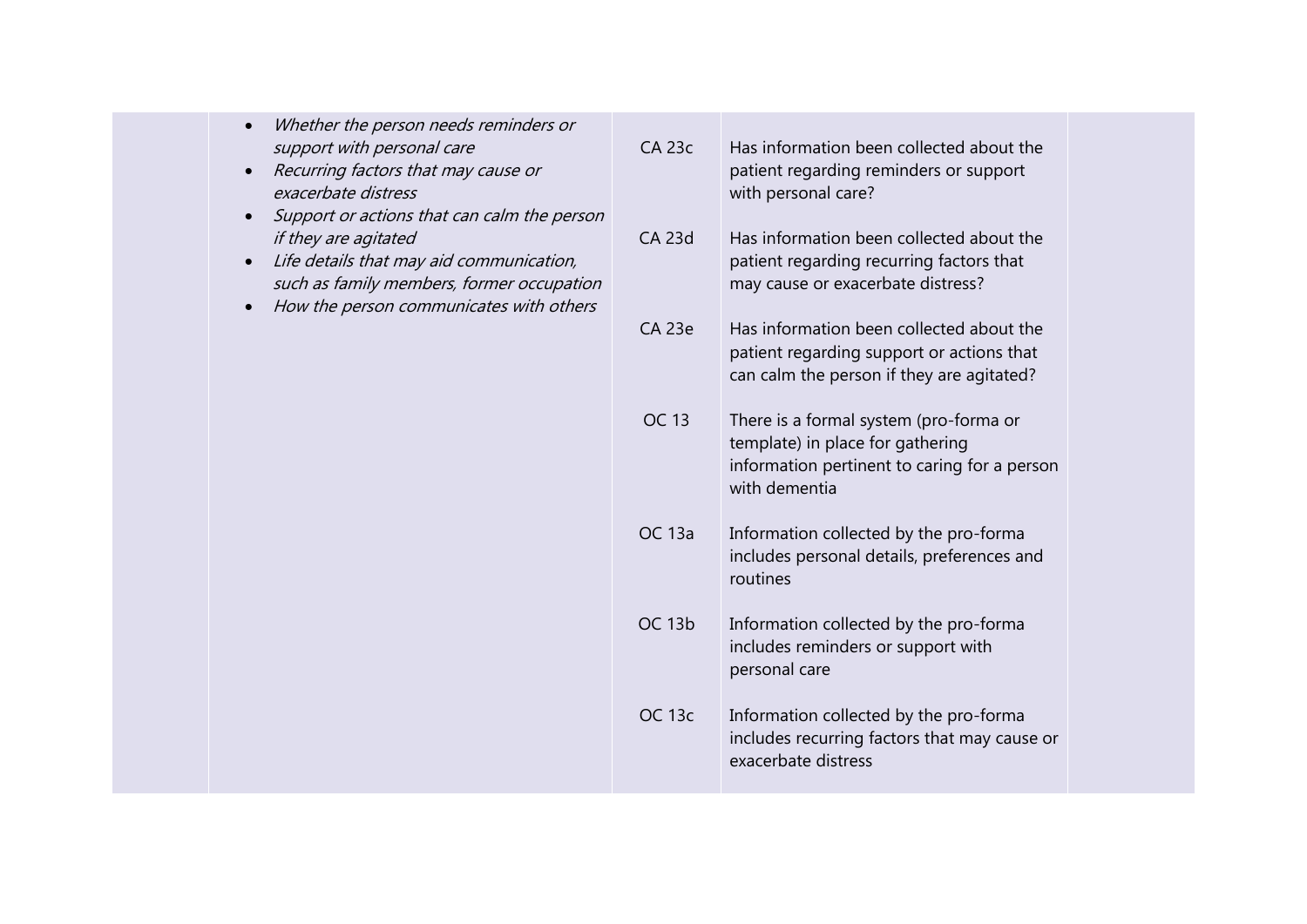| | | | | |
|---|---|---|---|---|
| | • *Whether the person needs reminders or support with personal care*<br>• *Recurring factors that may cause or exacerbate distress*<br>• *Support or actions that can calm the person if they are agitated*<br>• *Life details that may aid communication, such as family members, former occupation*<br>• *How the person communicates with others* | CA 23c | Has information been collected about the patient regarding reminders or support with personal care? | |
| | | CA 23d | Has information been collected about the patient regarding recurring factors that may cause or exacerbate distress? | |
| | | CA 23e | Has information been collected about the patient regarding support or actions that can calm the person if they are agitated? | |
| | | OC 13 | There is a formal system (pro-forma or template) in place for gathering information pertinent to caring for a person with dementia | |
| | | OC 13a | Information collected by the pro-forma includes personal details, preferences and routines | |
| | | OC 13b | Information collected by the pro-forma includes reminders or support with personal care | |
| | | OC 13c | Information collected by the pro-forma includes recurring factors that may cause or exacerbate distress | |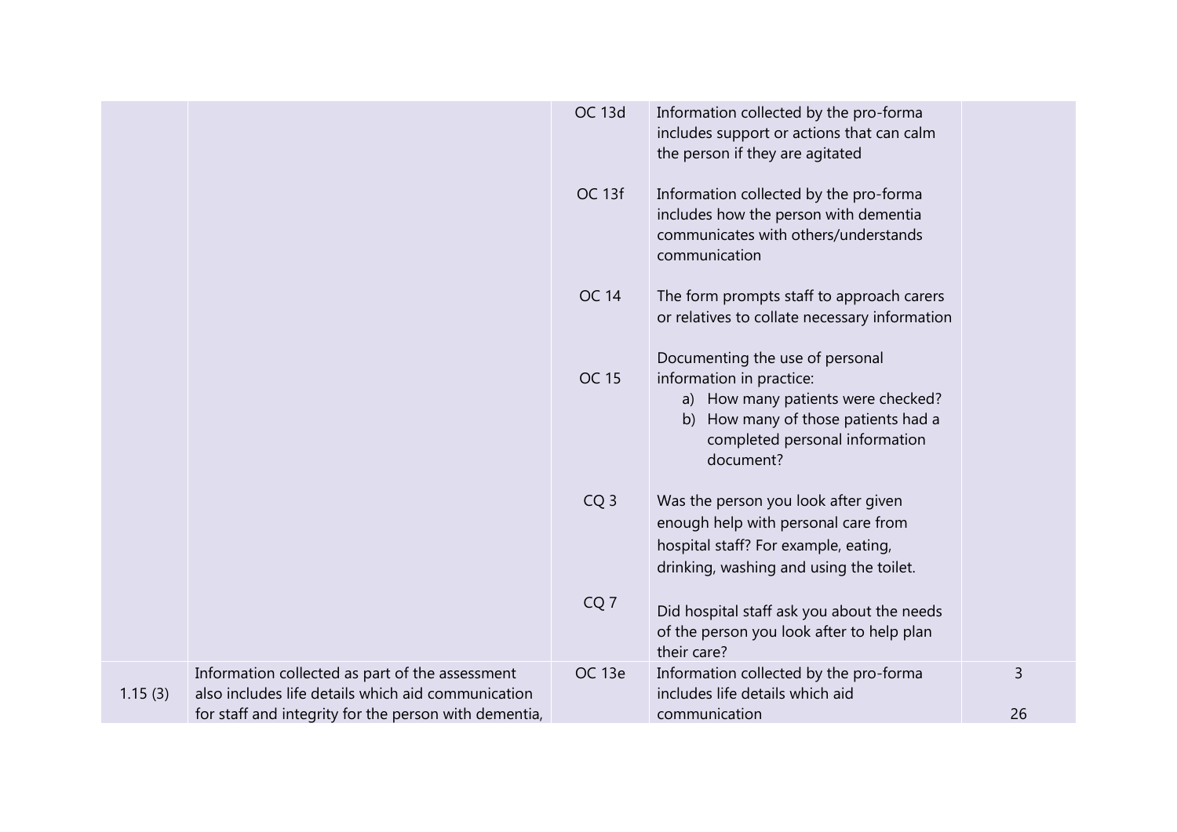| | | | | |
|---|---|---|---|---|
| | | OC 13d | Information collected by the pro-forma includes support or actions that can calm the person if they are agitated | |
| | | OC 13f | Information collected by the pro-forma includes how the person with dementia communicates with others/understands communication | |
| | | OC 14 | The form prompts staff to approach carers or relatives to collate necessary information | |
| | | OC 15 | Documenting the use of personal information in practice:<br>a) How many patients were checked?<br>b) How many of those patients had a completed personal information document? | |
| | | CQ 3 | Was the person you look after given enough help with personal care from hospital staff? For example, eating, drinking, washing and using the toilet. | |
| | | CQ 7 | Did hospital staff ask you about the needs of the person you look after to help plan their care? | |
| 1.15 (3) | Information collected as part of the assessment also includes life details which aid communication for staff and integrity for the person with dementia, | OC 13e | Information collected by the pro-forma includes life details which aid communication | 3 |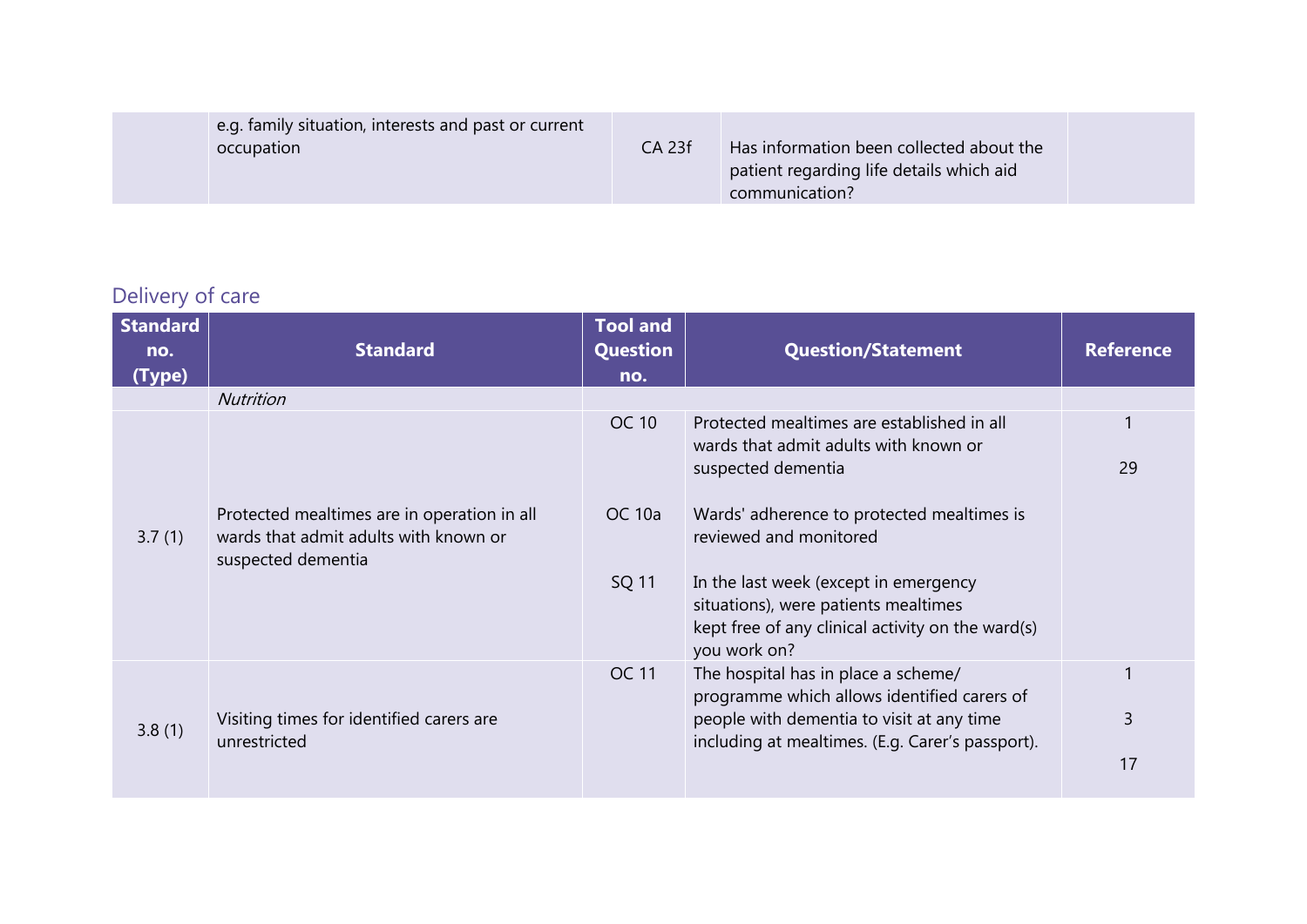| | | | | |
|---|---|---|---|---|
| | e.g. family situation, interests and past or current occupation | CA 23f | Has information been collected about the patient regarding life details which aid communication? | |

## Delivery of care

| Standard no. (Type) | Standard | Tool and Question no. | Question/Statement | Reference |
|---|---|---|---|---|
| | *Nutrition* | | | |
| 3.7 (1) | Protected mealtimes are in operation in all wards that admit adults with known or suspected dementia | OC 10<br><br>OC 10a<br><br>SQ 11 | Protected mealtimes are established in all wards that admit adults with known or suspected dementia<br><br>Wards' adherence to protected mealtimes is reviewed and monitored<br><br>In the last week (except in emergency situations), were patients mealtimes kept free of any clinical activity on the ward(s) you work on? | 1<br><br>29 |
| 3.8 (1) | Visiting times for identified carers are unrestricted | OC 11 | The hospital has in place a scheme/ programme which allows identified carers of people with dementia to visit at any time including at mealtimes. (E.g. Carer's passport). | 1<br><br>3<br><br>17 |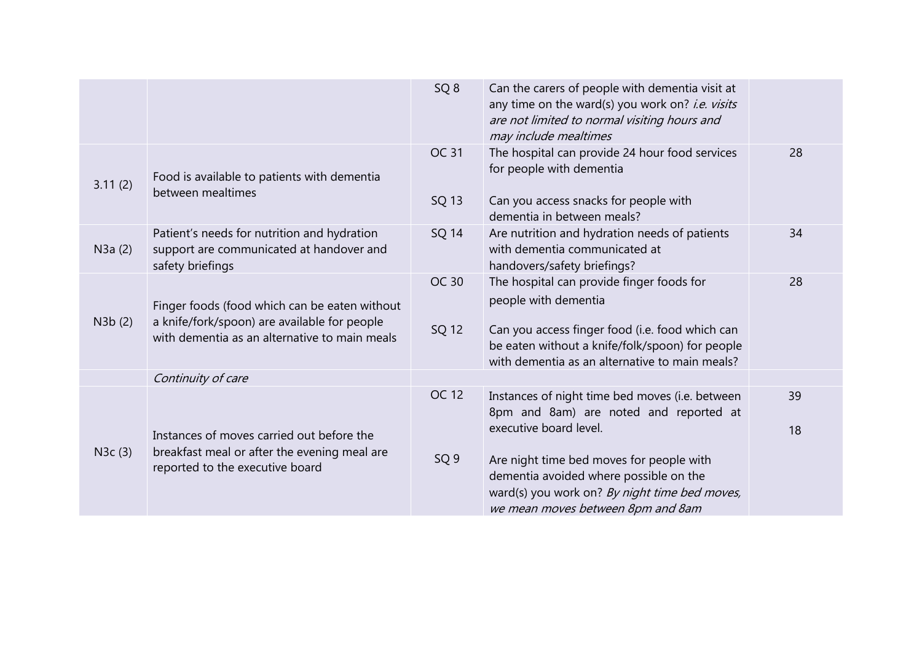| | | | | |
|---|---|---|---|---|
| | | SQ 8 | Can the carers of people with dementia visit at any time on the ward(s) you work on? *i.e. visits are not limited to normal visiting hours and may include mealtimes* | |
| 3.11 (2) | Food is available to patients with dementia between mealtimes | OC 31<br><br>SQ 13 | The hospital can provide 24 hour food services for people with dementia<br><br>Can you access snacks for people with dementia in between meals? | 28 |
| N3a (2) | Patient's needs for nutrition and hydration support are communicated at handover and safety briefings | SQ 14 | Are nutrition and hydration needs of patients with dementia communicated at handovers/safety briefings? | 34 |
| N3b (2) | Finger foods (food which can be eaten without a knife/fork/spoon) are available for people with dementia as an alternative to main meals | OC 30<br><br>SQ 12 | The hospital can provide finger foods for people with dementia<br><br>Can you access finger food (i.e. food which can be eaten without a knife/folk/spoon) for people with dementia as an alternative to main meals? | 28 |
| | *Continuity of care* | | | |
| N3c (3) | Instances of moves carried out before the breakfast meal or after the evening meal are reported to the executive board | OC 12<br><br>SQ 9 | Instances of night time bed moves (i.e. between 8pm and 8am) are noted and reported at executive board level.<br><br>Are night time bed moves for people with dementia avoided where possible on the ward(s) you work on? *By night time bed moves, we mean moves between 8pm and 8am* | 39<br><br>18 |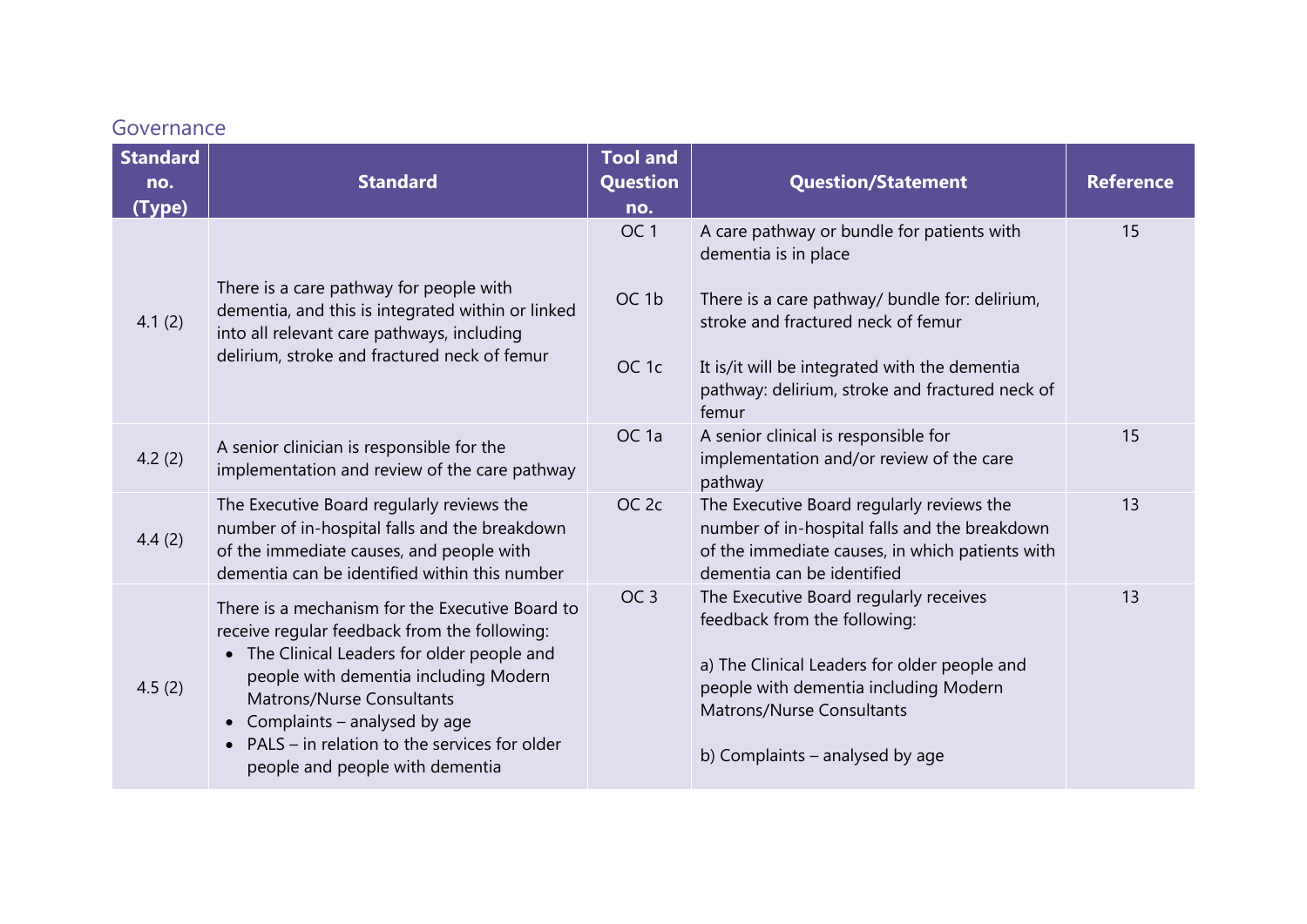## Governance

| Standard no. (Type) | Standard | Tool and Question no. | Question/Statement | Reference |
|---|---|---|---|---|
| 4.1 (2) | There is a care pathway for people with dementia, and this is integrated within or linked into all relevant care pathways, including delirium, stroke and fractured neck of femur | OC 1<br><br>OC 1b<br><br>OC 1c | A care pathway or bundle for patients with dementia is in place<br><br>There is a care pathway/ bundle for: delirium, stroke and fractured neck of femur<br><br>It is/it will be integrated with the dementia pathway: delirium, stroke and fractured neck of femur | 15 |
| 4.2 (2) | A senior clinician is responsible for the implementation and review of the care pathway | OC 1a | A senior clinical is responsible for implementation and/or review of the care pathway | 15 |
| 4.4 (2) | The Executive Board regularly reviews the number of in-hospital falls and the breakdown of the immediate causes, and people with dementia can be identified within this number | OC 2c | The Executive Board regularly reviews the number of in-hospital falls and the breakdown of the immediate causes, in which patients with dementia can be identified | 13 |
| 4.5 (2) | There is a mechanism for the Executive Board to receive regular feedback from the following:<br>• The Clinical Leaders for older people and people with dementia including Modern Matrons/Nurse Consultants<br>• Complaints – analysed by age<br>• PALS – in relation to the services for older people and people with dementia | OC 3 | The Executive Board regularly receives feedback from the following:<br><br>a) The Clinical Leaders for older people and people with dementia including Modern Matrons/Nurse Consultants<br><br>b) Complaints – analysed by age | 13 |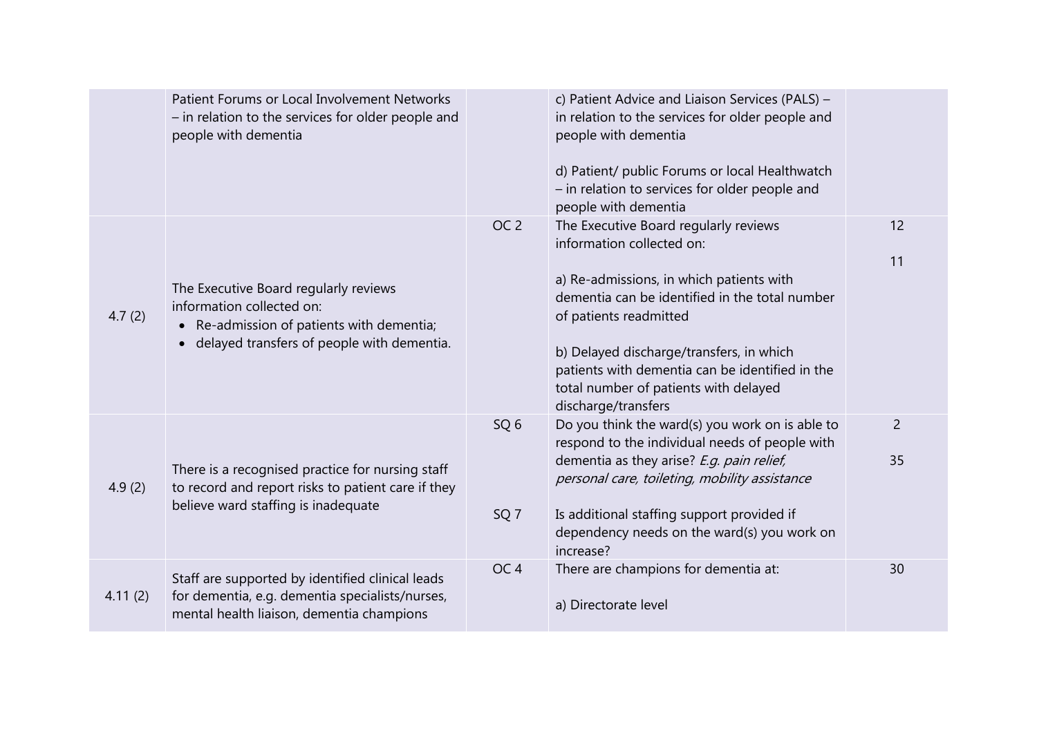| | | | | |
|---|---|---|---|---|
| | Patient Forums or Local Involvement Networks – in relation to the services for older people and people with dementia | | c) Patient Advice and Liaison Services (PALS) – in relation to the services for older people and people with dementia<br><br>d) Patient/ public Forums or local Healthwatch – in relation to services for older people and people with dementia | |
| 4.7 (2) | The Executive Board regularly reviews information collected on:<br>• Re-admission of patients with dementia;<br>• delayed transfers of people with dementia. | OC 2 | The Executive Board regularly reviews information collected on:<br><br>a) Re-admissions, in which patients with dementia can be identified in the total number of patients readmitted<br><br>b) Delayed discharge/transfers, in which patients with dementia can be identified in the total number of patients with delayed discharge/transfers | 12<br><br>11 |
| 4.9 (2) | There is a recognised practice for nursing staff to record and report risks to patient care if they believe ward staffing is inadequate | SQ 6<br><br><br><br>SQ 7 | Do you think the ward(s) you work on is able to respond to the individual needs of people with dementia as they arise? *E.g. pain relief, personal care, toileting, mobility assistance*<br><br>Is additional staffing support provided if dependency needs on the ward(s) you work on increase? | 2<br><br>35 |
| 4.11 (2) | Staff are supported by identified clinical leads for dementia, e.g. dementia specialists/nurses, mental health liaison, dementia champions | OC 4 | There are champions for dementia at:<br><br>a) Directorate level | 30 |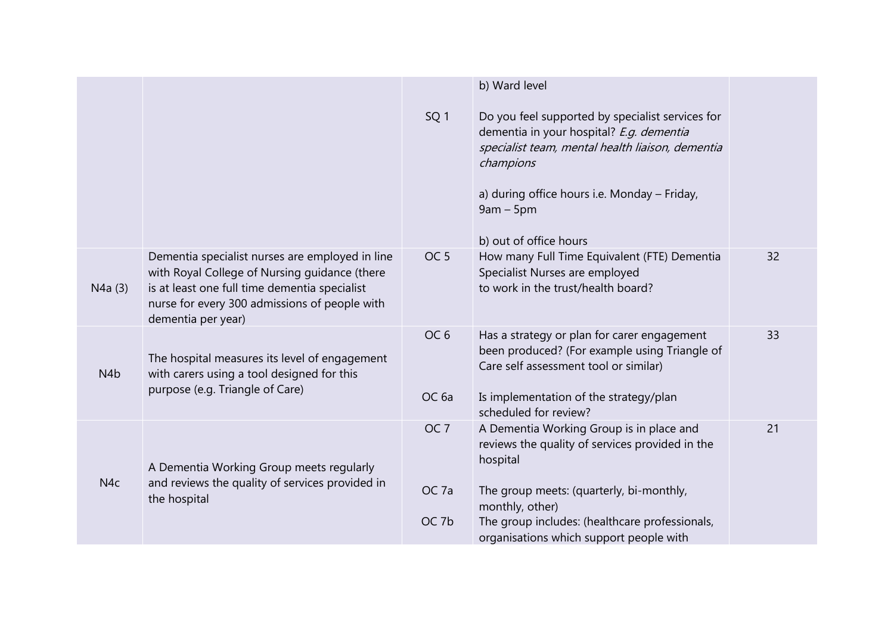| | | | | |
|---|---|---|---|---|
| | | SQ 1 | b) Ward level<br><br>Do you feel supported by specialist services for dementia in your hospital? *E.g. dementia specialist team, mental health liaison, dementia champions*<br><br>a) during office hours i.e. Monday – Friday, 9am – 5pm<br><br>b) out of office hours | |
| N4a (3) | Dementia specialist nurses are employed in line with Royal College of Nursing guidance (there is at least one full time dementia specialist nurse for every 300 admissions of people with dementia per year) | OC 5 | How many Full Time Equivalent (FTE) Dementia Specialist Nurses are employed to work in the trust/health board? | 32 |
| N4b | The hospital measures its level of engagement with carers using a tool designed for this purpose (e.g. Triangle of Care) | OC 6<br><br>OC 6a | Has a strategy or plan for carer engagement been produced? (For example using Triangle of Care self assessment tool or similar)<br><br>Is implementation of the strategy/plan scheduled for review? | 33 |
| N4c | A Dementia Working Group meets regularly and reviews the quality of services provided in the hospital | OC 7<br><br>OC 7a<br><br>OC 7b | A Dementia Working Group is in place and reviews the quality of services provided in the hospital<br><br>The group meets: (quarterly, bi-monthly, monthly, other)<br><br>The group includes: (healthcare professionals, organisations which support people with | 21 |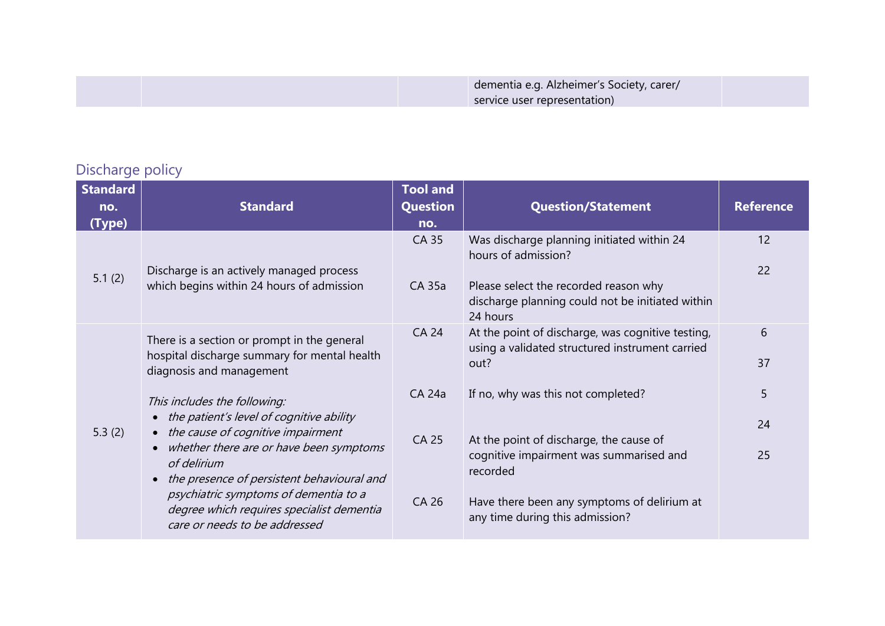| | | | dementia e.g. Alzheimer's Society, carer/ service user representation) | |
|---|---|---|---|---|

## Discharge policy

| Standard no. (Type) | Standard | Tool and Question no. | Question/Statement | Reference |
|---|---|---|---|---|
| 5.1 (2) | Discharge is an actively managed process which begins within 24 hours of admission | CA 35<br><br>CA 35a | Was discharge planning initiated within 24 hours of admission?<br><br>Please select the recorded reason why discharge planning could not be initiated within 24 hours | 12<br><br>22 |
| 5.3 (2) | There is a section or prompt in the general hospital discharge summary for mental health diagnosis and management<br><br>*This includes the following:*<br>• *the patient's level of cognitive ability*<br>• *the cause of cognitive impairment*<br>• *whether there are or have been symptoms of delirium*<br>• *the presence of persistent behavioural and psychiatric symptoms of dementia to a degree which requires specialist dementia care or needs to be addressed* | CA 24<br><br>CA 24a<br><br>CA 25<br><br>CA 26 | At the point of discharge, was cognitive testing, using a validated structured instrument carried out?<br><br>If no, why was this not completed?<br><br>At the point of discharge, the cause of cognitive impairment was summarised and recorded<br><br>Have there been any symptoms of delirium at any time during this admission? | 6<br><br>37<br><br>5<br><br>24<br><br>25 |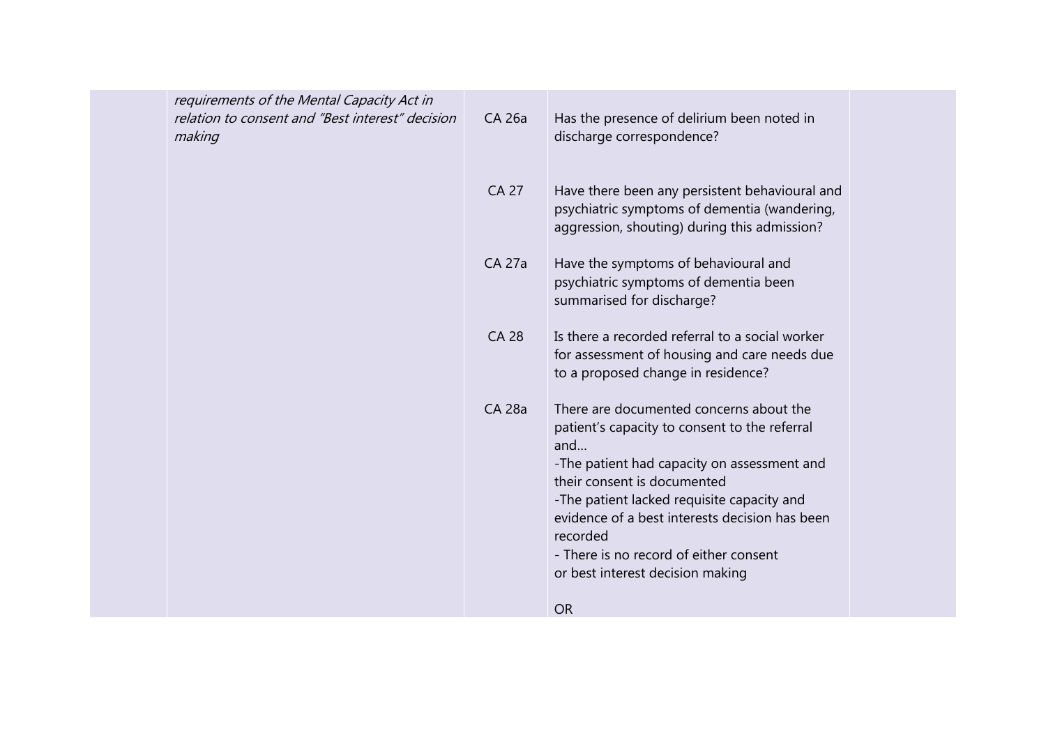| | | | | |
|---|---|---|---|---|
| | *requirements of the Mental Capacity Act in relation to consent and "Best interest" decision making* | CA 26a | Has the presence of delirium been noted in discharge correspondence? | |
| | | CA 27 | Have there been any persistent behavioural and psychiatric symptoms of dementia (wandering, aggression, shouting) during this admission? | |
| | | CA 27a | Have the symptoms of behavioural and psychiatric symptoms of dementia been summarised for discharge? | |
| | | CA 28 | Is there a recorded referral to a social worker for assessment of housing and care needs due to a proposed change in residence? | |
| | | CA 28a | There are documented concerns about the patient's capacity to consent to the referral and…<br>-The patient had capacity on assessment and their consent is documented<br>-The patient lacked requisite capacity and evidence of a best interests decision has been recorded<br>- There is no record of either consent or best interest decision making<br><br>OR | |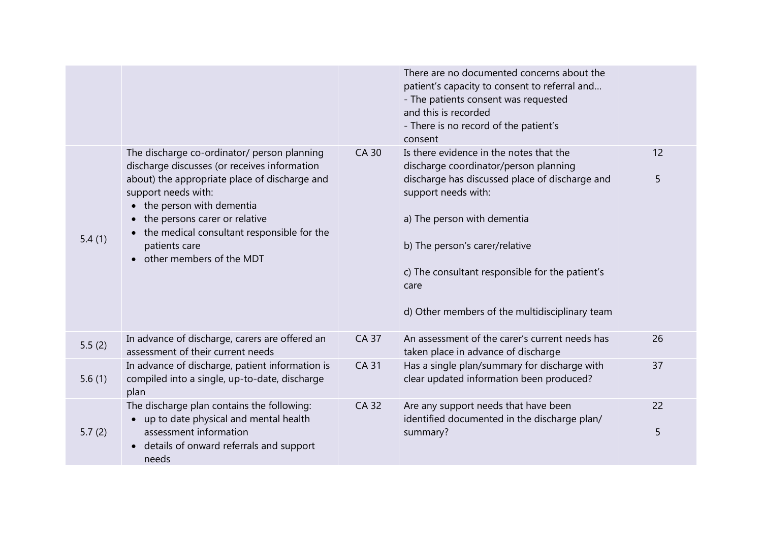| | | | | |
|---|---|---|---|---|
| | | | There are no documented concerns about the patient's capacity to consent to referral and…<br>- The patients consent was requested and this is recorded<br>- There is no record of the patient's consent | |
| 5.4 (1) | The discharge co-ordinator/ person planning discharge discusses (or receives information about) the appropriate place of discharge and support needs with:<br>• the person with dementia<br>• the persons carer or relative<br>• the medical consultant responsible for the patients care<br>• other members of the MDT | CA 30 | Is there evidence in the notes that the discharge coordinator/person planning discharge has discussed place of discharge and support needs with:<br><br>a) The person with dementia<br><br>b) The person's carer/relative<br><br>c) The consultant responsible for the patient's care<br><br>d) Other members of the multidisciplinary team | 12<br><br>5 |
| 5.5 (2) | In advance of discharge, carers are offered an assessment of their current needs | CA 37 | An assessment of the carer's current needs has taken place in advance of discharge | 26 |
| 5.6 (1) | In advance of discharge, patient information is compiled into a single, up-to-date, discharge plan | CA 31 | Has a single plan/summary for discharge with clear updated information been produced? | 37 |
| 5.7 (2) | The discharge plan contains the following:<br>• up to date physical and mental health assessment information<br>• details of onward referrals and support needs | CA 32 | Are any support needs that have been identified documented in the discharge plan/ summary? | 22<br><br>5 |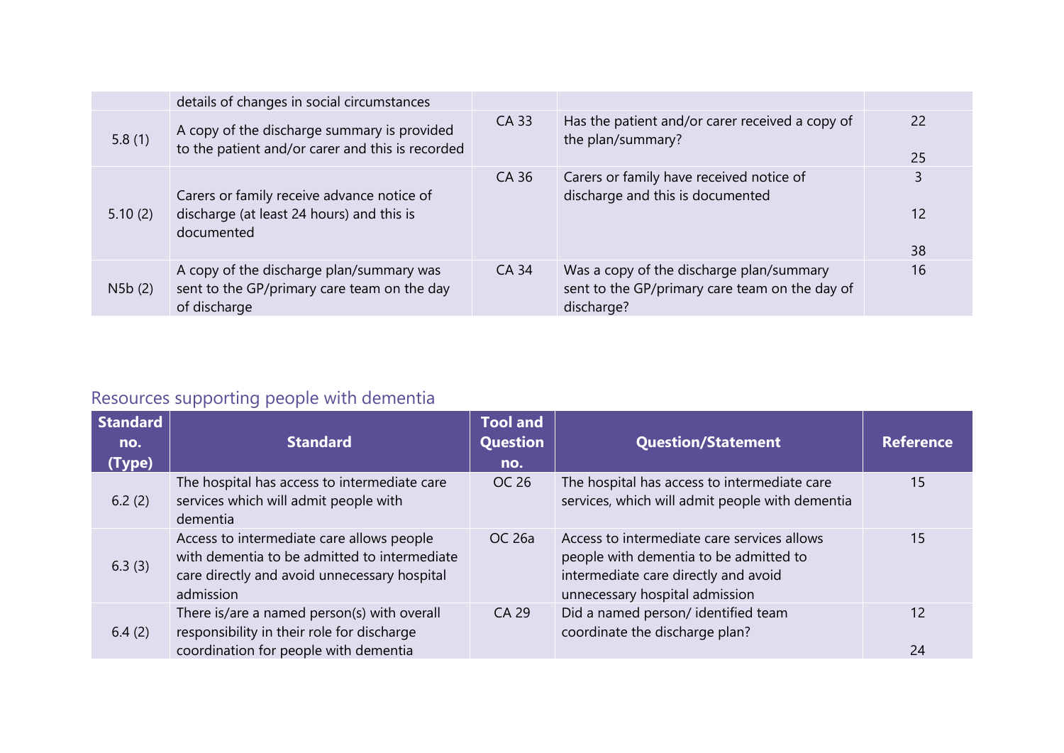| | | | | |
|---|---|---|---|---|
| | details of changes in social circumstances | | | |
| 5.8 (1) | A copy of the discharge summary is provided to the patient and/or carer and this is recorded | CA 33 | Has the patient and/or carer received a copy of the plan/summary? | 22<br><br>25 |
| 5.10 (2) | Carers or family receive advance notice of discharge (at least 24 hours) and this is documented | CA 36 | Carers or family have received notice of discharge and this is documented | 3<br><br>12<br><br>38 |
| N5b (2) | A copy of the discharge plan/summary was sent to the GP/primary care team on the day of discharge | CA 34 | Was a copy of the discharge plan/summary sent to the GP/primary care team on the day of discharge? | 16 |

## Resources supporting people with dementia

| Standard no. (Type) | Standard | Tool and Question no. | Question/Statement | Reference |
|---|---|---|---|---|
| 6.2 (2) | The hospital has access to intermediate care services which will admit people with dementia | OC 26 | The hospital has access to intermediate care services, which will admit people with dementia | 15 |
| 6.3 (3) | Access to intermediate care allows people with dementia to be admitted to intermediate care directly and avoid unnecessary hospital admission | OC 26a | Access to intermediate care services allows people with dementia to be admitted to intermediate care directly and avoid unnecessary hospital admission | 15 |
| 6.4 (2) | There is/are a named person(s) with overall responsibility in their role for discharge coordination for people with dementia | CA 29 | Did a named person/ identified team coordinate the discharge plan? | 12<br><br>24 |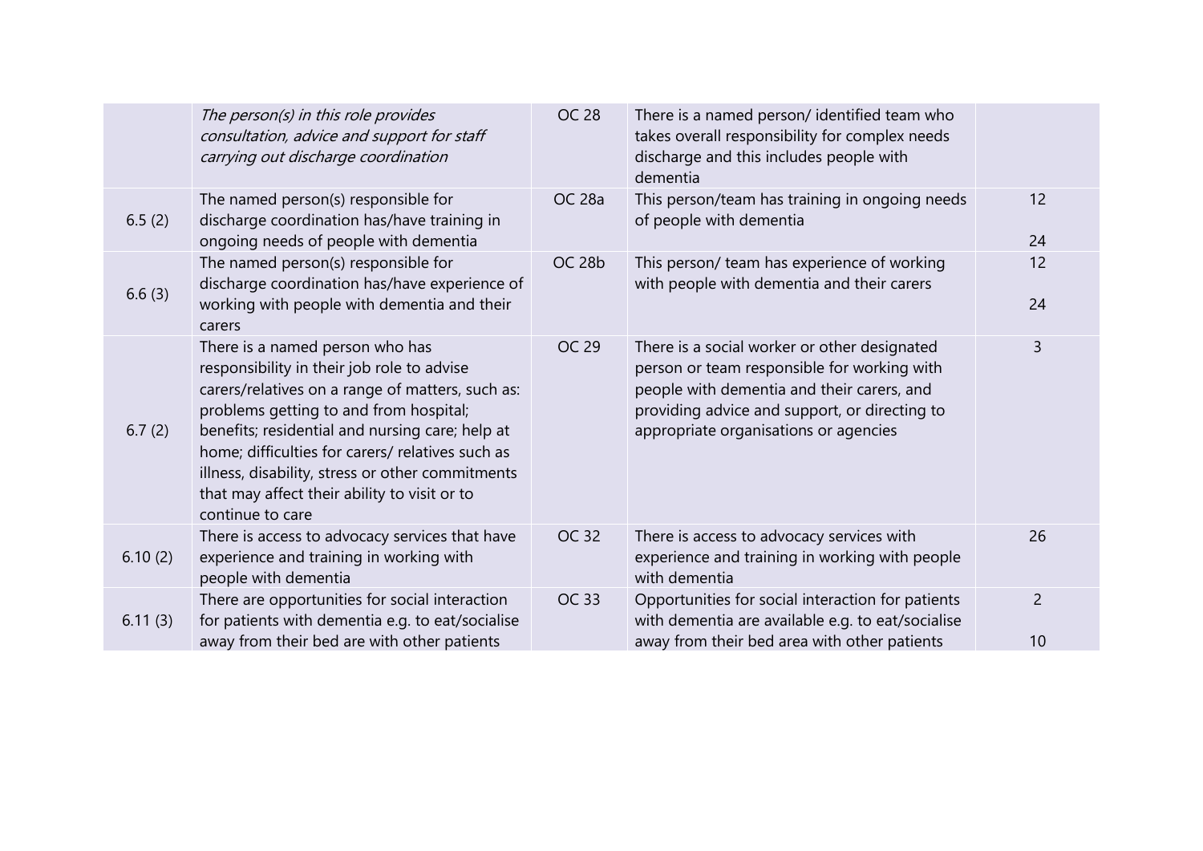| | | | | |
|---|---|---|---|---|
| | *The person(s) in this role provides consultation, advice and support for staff carrying out discharge coordination* | OC 28 | There is a named person/ identified team who takes overall responsibility for complex needs discharge and this includes people with dementia | |
| 6.5 (2) | The named person(s) responsible for discharge coordination has/have training in ongoing needs of people with dementia | OC 28a | This person/team has training in ongoing needs of people with dementia | 12<br><br>24 |
| 6.6 (3) | The named person(s) responsible for discharge coordination has/have experience of working with people with dementia and their carers | OC 28b | This person/ team has experience of working with people with dementia and their carers | 12<br><br>24 |
| 6.7 (2) | There is a named person who has responsibility in their job role to advise carers/relatives on a range of matters, such as: problems getting to and from hospital; benefits; residential and nursing care; help at home; difficulties for carers/ relatives such as illness, disability, stress or other commitments that may affect their ability to visit or to continue to care | OC 29 | There is a social worker or other designated person or team responsible for working with people with dementia and their carers, and providing advice and support, or directing to appropriate organisations or agencies | 3 |
| 6.10 (2) | There is access to advocacy services that have experience and training in working with people with dementia | OC 32 | There is access to advocacy services with experience and training in working with people with dementia | 26 |
| 6.11 (3) | There are opportunities for social interaction for patients with dementia e.g. to eat/socialise away from their bed are with other patients | OC 33 | Opportunities for social interaction for patients with dementia are available e.g. to eat/socialise away from their bed area with other patients | 2<br><br>10 |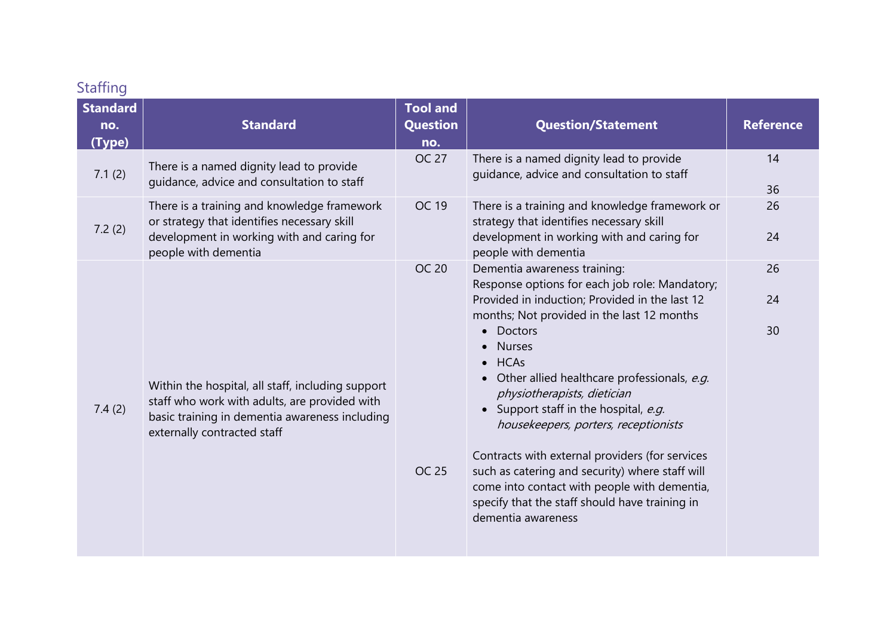## Staffing

| Standard no. (Type) | Standard | Tool and Question no. | Question/Statement | Reference |
|---|---|---|---|---|
| 7.1 (2) | There is a named dignity lead to provide guidance, advice and consultation to staff | OC 27 | There is a named dignity lead to provide guidance, advice and consultation to staff | 14<br><br>36 |
| 7.2 (2) | There is a training and knowledge framework or strategy that identifies necessary skill development in working with and caring for people with dementia | OC 19 | There is a training and knowledge framework or strategy that identifies necessary skill development in working with and caring for people with dementia | 26<br><br>24 |
| 7.4 (2) | Within the hospital, all staff, including support staff who work with adults, are provided with basic training in dementia awareness including externally contracted staff | OC 20<br><br><br><br><br><br><br><br><br><br><br><br>OC 25 | Dementia awareness training:<br>Response options for each job role: Mandatory; Provided in induction; Provided in the last 12 months; Not provided in the last 12 months<br>• Doctors<br>• Nurses<br>• HCAs<br>• Other allied healthcare professionals, *e.g. physiotherapists, dietician*<br>• Support staff in the hospital, *e.g. housekeepers, porters, receptionists*<br><br>Contracts with external providers (for services such as catering and security) where staff will come into contact with people with dementia, specify that the staff should have training in dementia awareness | 26<br><br>24<br><br>30 |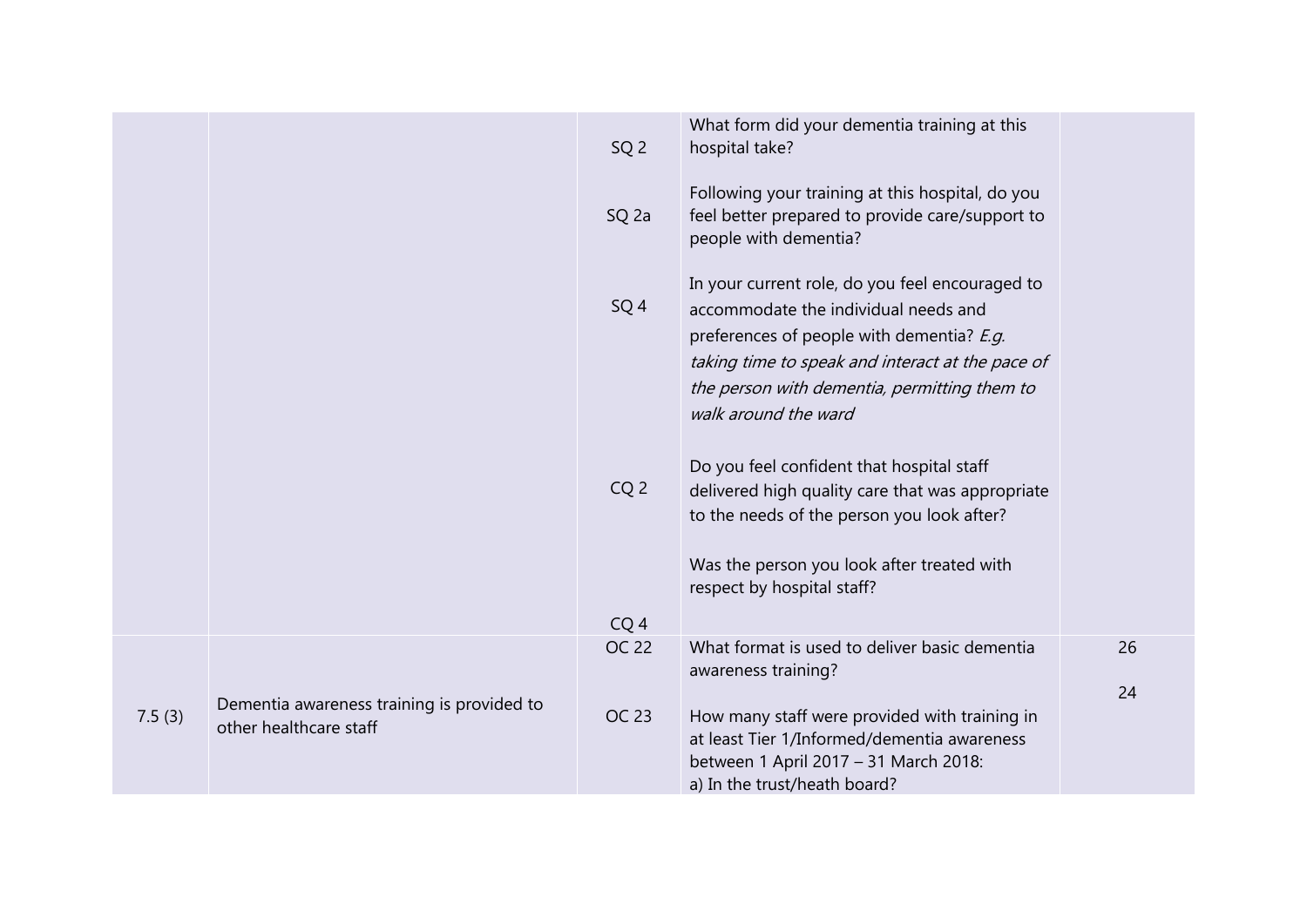| | | | | |
|---|---|---|---|---|
| | | SQ 2<br><br>SQ 2a<br><br>SQ 4<br><br>CQ 2<br><br>CQ 4 | What form did your dementia training at this hospital take?<br><br>Following your training at this hospital, do you feel better prepared to provide care/support to people with dementia?<br><br>In your current role, do you feel encouraged to accommodate the individual needs and preferences of people with dementia? *E.g. taking time to speak and interact at the pace of the person with dementia, permitting them to walk around the ward*<br><br>Do you feel confident that hospital staff delivered high quality care that was appropriate to the needs of the person you look after?<br><br>Was the person you look after treated with respect by hospital staff? | |
| 7.5 (3) | Dementia awareness training is provided to other healthcare staff | OC 22<br><br>OC 23 | What format is used to deliver basic dementia awareness training?<br><br>How many staff were provided with training in at least Tier 1/Informed/dementia awareness between 1 April 2017 – 31 March 2018:<br>a) In the trust/heath board? | 26<br><br>24 |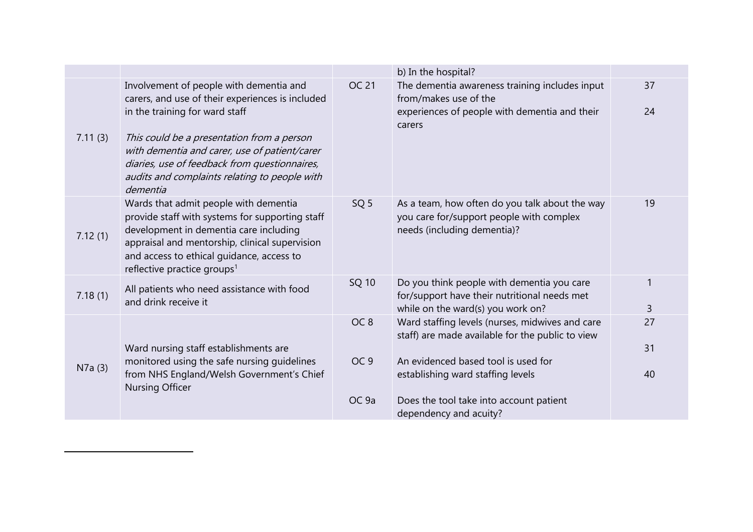| | | | | |
|---|---|---|---|---|
| | | | b) In the hospital? | |
| 7.11 (3) | Involvement of people with dementia and carers, and use of their experiences is included in the training for ward staff<br><br>*This could be a presentation from a person with dementia and carer, use of patient/carer diaries, use of feedback from questionnaires, audits and complaints relating to people with dementia* | OC 21 | The dementia awareness training includes input from/makes use of the experiences of people with dementia and their carers | 37<br><br>24 |
| 7.12 (1) | Wards that admit people with dementia provide staff with systems for supporting staff development in dementia care including appraisal and mentorship, clinical supervision and access to ethical guidance, access to reflective practice groups[1] | SQ 5 | As a team, how often do you talk about the way you care for/support people with complex needs (including dementia)? | 19 |
| 7.18 (1) | All patients who need assistance with food and drink receive it | SQ 10 | Do you think people with dementia you care for/support have their nutritional needs met while on the ward(s) you work on? | 1<br><br>3 |
| N7a (3) | Ward nursing staff establishments are monitored using the safe nursing guidelines from NHS England/Welsh Government's Chief Nursing Officer | OC 8<br><br>OC 9<br><br>OC 9a | Ward staffing levels (nurses, midwives and care staff) are made available for the public to view<br><br>An evidenced based tool is used for establishing ward staffing levels<br><br>Does the tool take into account patient dependency and acuity? | 27<br><br>31<br><br>40 |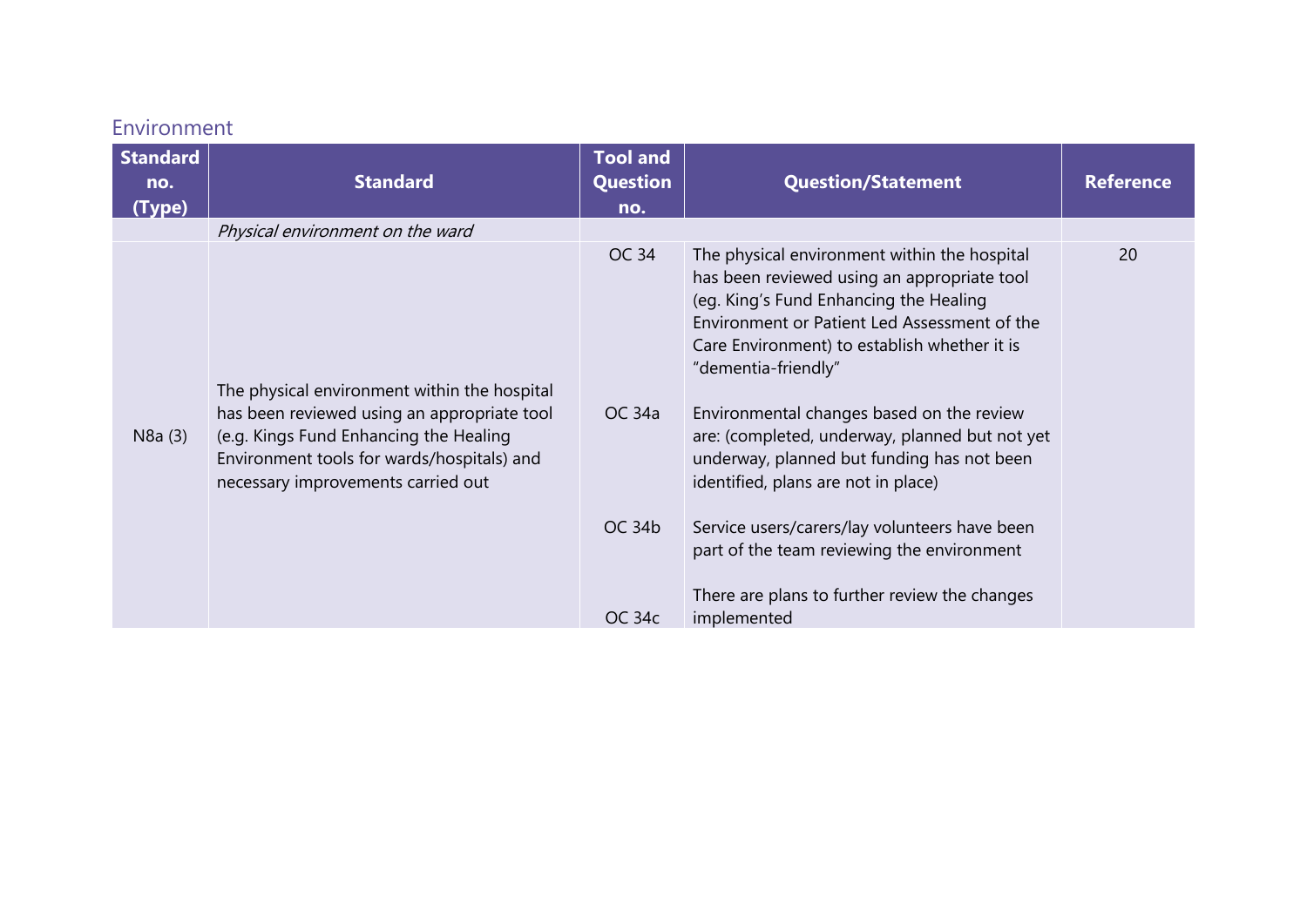## Environment

| Standard no. (Type) | Standard | Tool and Question no. | Question/Statement | Reference |
|---|---|---|---|---|
| | *Physical environment on the ward* | | | |
| N8a (3) | The physical environment within the hospital has been reviewed using an appropriate tool (e.g. Kings Fund Enhancing the Healing Environment tools for wards/hospitals) and necessary improvements carried out | OC 34 | The physical environment within the hospital has been reviewed using an appropriate tool (eg. King's Fund Enhancing the Healing Environment or Patient Led Assessment of the Care Environment) to establish whether it is "dementia-friendly" | 20 |
| | | OC 34a | Environmental changes based on the review are: (completed, underway, planned but not yet underway, planned but funding has not been identified, plans are not in place) | |
| | | OC 34b | Service users/carers/lay volunteers have been part of the team reviewing the environment | |
| | | OC 34c | There are plans to further review the changes implemented | |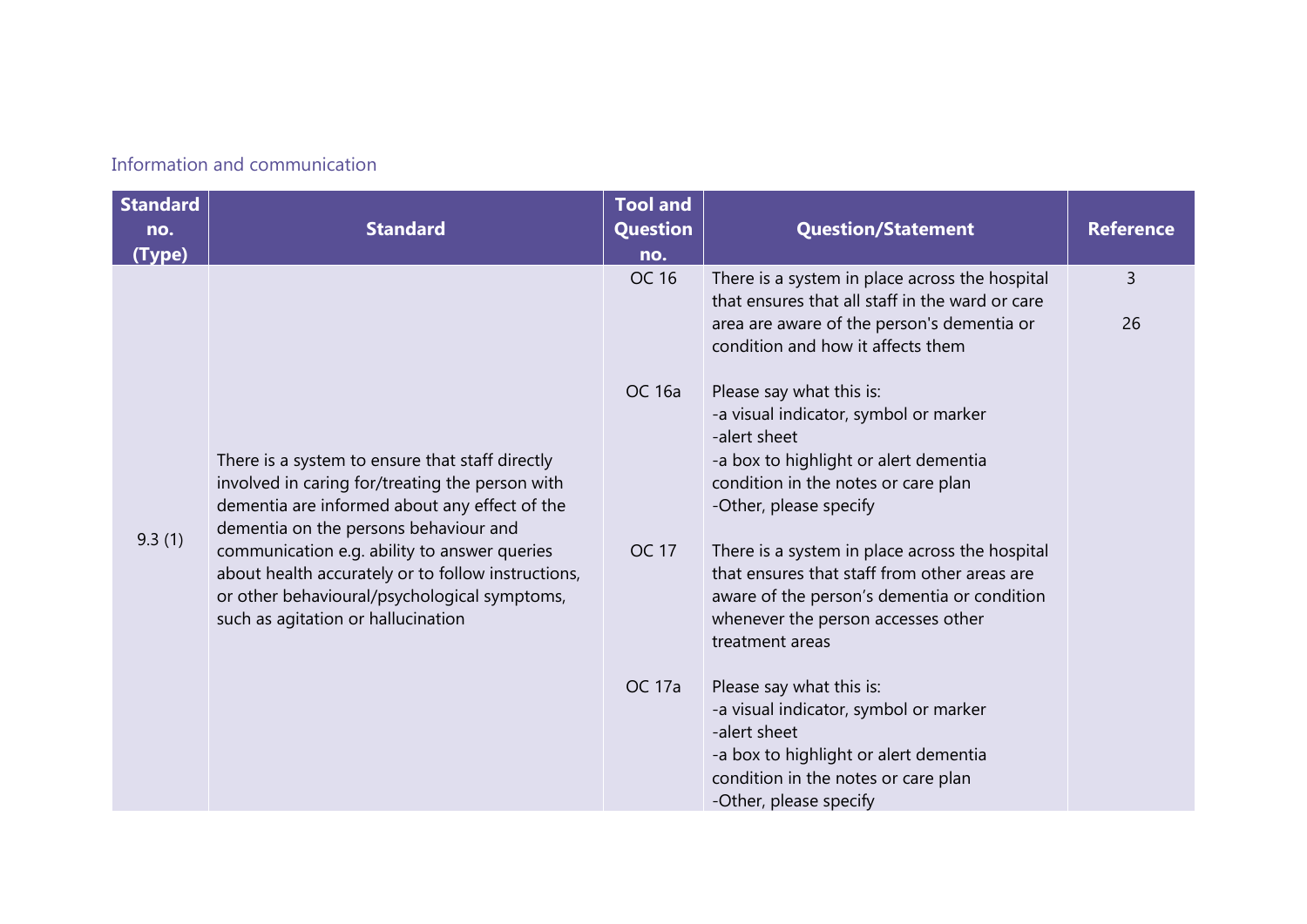## Information and communication

| Standard no. (Type) | Standard | Tool and Question no. | Question/Statement | Reference |
|---|---|---|---|---|
| 9.3 (1) | There is a system to ensure that staff directly involved in caring for/treating the person with dementia are informed about any effect of the dementia on the persons behaviour and communication e.g. ability to answer queries about health accurately or to follow instructions, or other behavioural/psychological symptoms, such as agitation or hallucination | OC 16 | There is a system in place across the hospital that ensures that all staff in the ward or care area are aware of the person's dementia or condition and how it affects them | 3<br><br>26 |
| | | OC 16a | Please say what this is:<br>-a visual indicator, symbol or marker<br>-alert sheet<br>-a box to highlight or alert dementia condition in the notes or care plan<br>-Other, please specify | |
| | | OC 17 | There is a system in place across the hospital that ensures that staff from other areas are aware of the person's dementia or condition whenever the person accesses other treatment areas | |
| | | OC 17a | Please say what this is:<br>-a visual indicator, symbol or marker<br>-alert sheet<br>-a box to highlight or alert dementia condition in the notes or care plan<br>-Other, please specify | |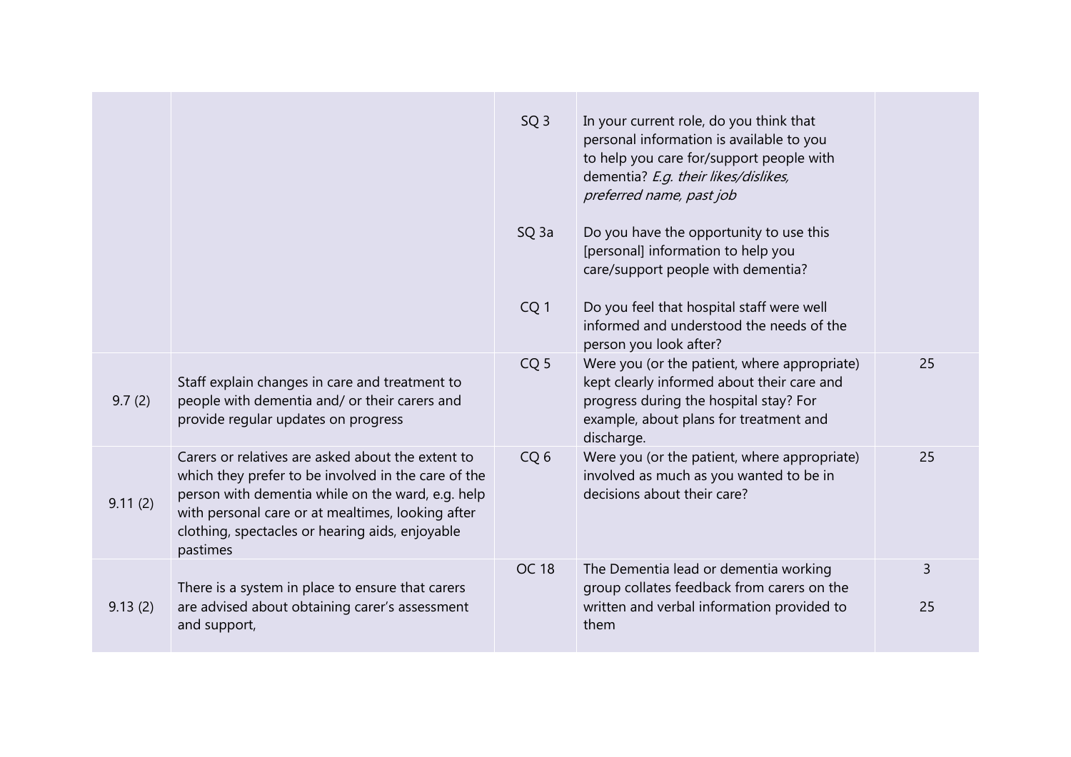| | | | | |
|---|---|---|---|---|
| | | SQ 3 | In your current role, do you think that personal information is available to you to help you care for/support people with dementia? *E.g. their likes/dislikes, preferred name, past job* | |
| | | SQ 3a | Do you have the opportunity to use this [personal] information to help you care/support people with dementia? | |
| | | CQ 1 | Do you feel that hospital staff were well informed and understood the needs of the person you look after? | |
| 9.7 (2) | Staff explain changes in care and treatment to people with dementia and/ or their carers and provide regular updates on progress | CQ 5 | Were you (or the patient, where appropriate) kept clearly informed about their care and progress during the hospital stay? For example, about plans for treatment and discharge. | 25 |
| 9.11 (2) | Carers or relatives are asked about the extent to which they prefer to be involved in the care of the person with dementia while on the ward, e.g. help with personal care or at mealtimes, looking after clothing, spectacles or hearing aids, enjoyable pastimes | CQ 6 | Were you (or the patient, where appropriate) involved as much as you wanted to be in decisions about their care? | 25 |
| 9.13 (2) | There is a system in place to ensure that carers are advised about obtaining carer's assessment and support, | OC 18 | The Dementia lead or dementia working group collates feedback from carers on the written and verbal information provided to them | 3<br><br>25 |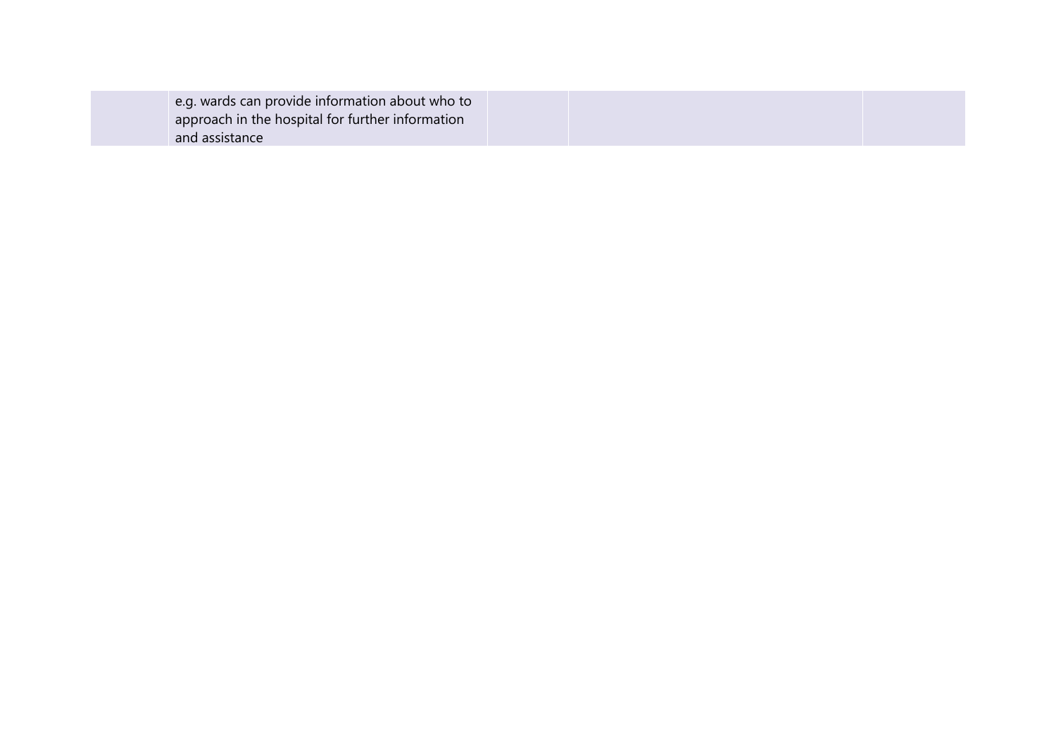| | | | | |
|---|---|---|---|---|
| | e.g. wards can provide information about who to approach in the hospital for further information and assistance | | | |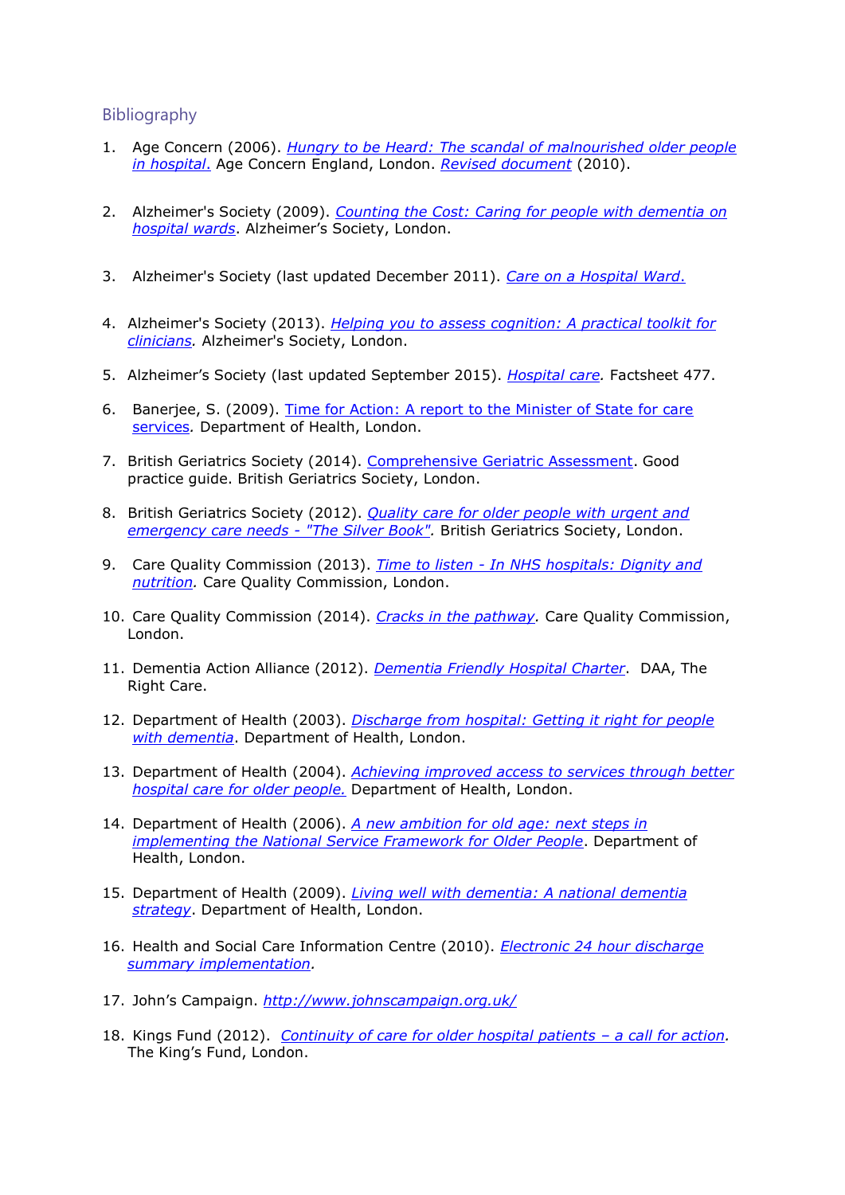## Bibliography

1. Age Concern (2006). *Hungry to be Heard: The scandal of malnourished older people in hospital.* Age Concern England, London. *Revised document* (2010).

2. Alzheimer's Society (2009). *Counting the Cost: Caring for people with dementia on hospital wards*. Alzheimer's Society, London.

3. Alzheimer's Society (last updated December 2011). *Care on a Hospital Ward.*

4. Alzheimer's Society (2013). *Helping you to assess cognition: A practical toolkit for clinicians.* Alzheimer's Society, London.

5. Alzheimer's Society (last updated September 2015). *Hospital care.* Factsheet 477.

6. Banerjee, S. (2009). Time for Action: A report to the Minister of State for care services*.* Department of Health, London.

7. British Geriatrics Society (2014). Comprehensive Geriatric Assessment. Good practice guide. British Geriatrics Society, London.

8. British Geriatrics Society (2012). *Quality care for older people with urgent and emergency care needs - "The Silver Book".* British Geriatrics Society, London.

9. Care Quality Commission (2013). *Time to listen - In NHS hospitals: Dignity and nutrition.* Care Quality Commission, London.

10. Care Quality Commission (2014). *Cracks in the pathway.* Care Quality Commission, London.

11. Dementia Action Alliance (2012). *Dementia Friendly Hospital Charter*. DAA, The Right Care.

12. Department of Health (2003). *Discharge from hospital: Getting it right for people with dementia*. Department of Health, London.

13. Department of Health (2004). *Achieving improved access to services through better hospital care for older people.* Department of Health, London.

14. Department of Health (2006). *A new ambition for old age: next steps in implementing the National Service Framework for Older People*. Department of Health, London.

15. Department of Health (2009). *Living well with dementia: A national dementia strategy*. Department of Health, London.

16. Health and Social Care Information Centre (2010). *Electronic 24 hour discharge summary implementation.*

17. John's Campaign. *http://www.johnscampaign.org.uk/*

18. Kings Fund (2012). *Continuity of care for older hospital patients – a call for action.* The King's Fund, London.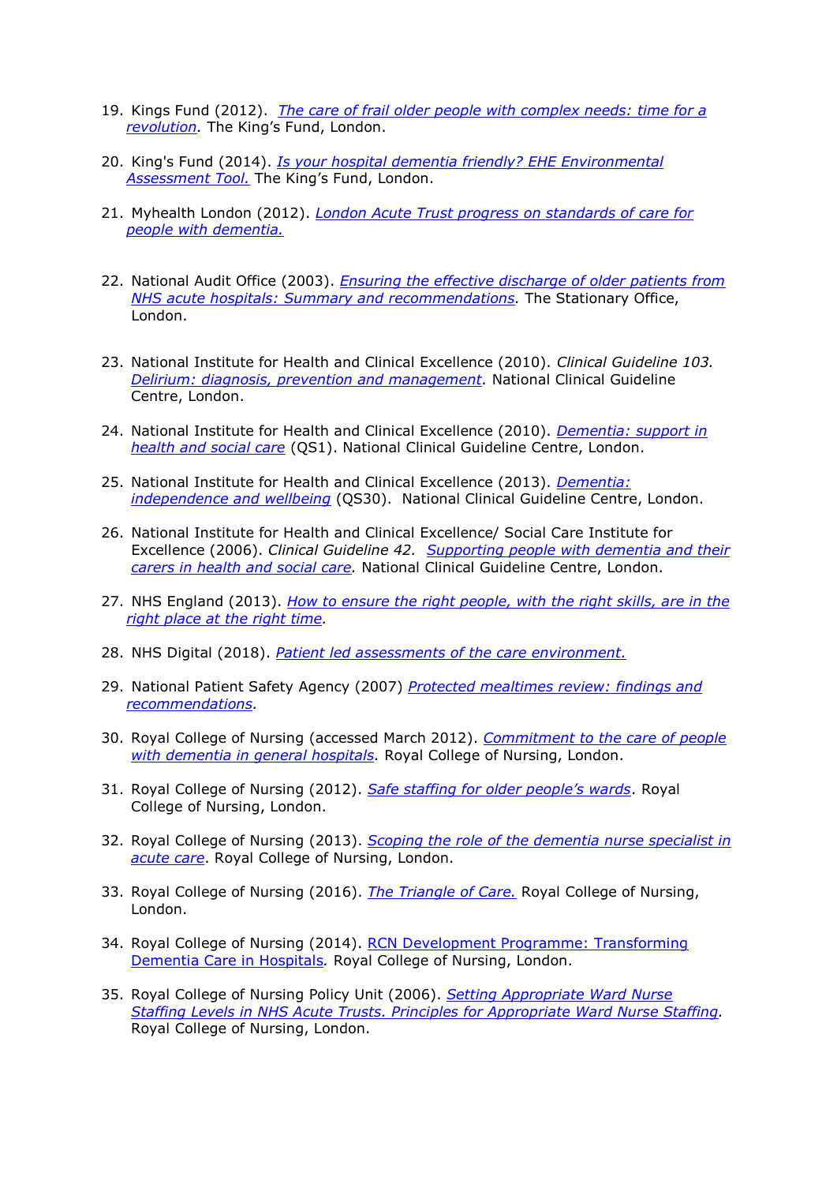19. Kings Fund (2012). *The care of frail older people with complex needs: time for a revolution.* The King's Fund, London.

20. King's Fund (2014). *Is your hospital dementia friendly? EHE Environmental Assessment Tool.* The King's Fund, London.

21. Myhealth London (2012). *London Acute Trust progress on standards of care for people with dementia.*

22. National Audit Office (2003). *Ensuring the effective discharge of older patients from NHS acute hospitals: Summary and recommendations.* The Stationary Office, London.

23. National Institute for Health and Clinical Excellence (2010). *Clinical Guideline 103. Delirium: diagnosis, prevention and management.* National Clinical Guideline Centre, London.

24. National Institute for Health and Clinical Excellence (2010). *Dementia: support in health and social care* (QS1). National Clinical Guideline Centre, London.

25. National Institute for Health and Clinical Excellence (2013). *Dementia: independence and wellbeing* (QS30). National Clinical Guideline Centre, London.

26. National Institute for Health and Clinical Excellence/ Social Care Institute for Excellence (2006). *Clinical Guideline 42. Supporting people with dementia and their carers in health and social care.* National Clinical Guideline Centre, London.

27. NHS England (2013). *How to ensure the right people, with the right skills, are in the right place at the right time.*

28. NHS Digital (2018). *Patient led assessments of the care environment.*

29. National Patient Safety Agency (2007) *Protected mealtimes review: findings and recommendations.*

30. Royal College of Nursing (accessed March 2012). *Commitment to the care of people with dementia in general hospitals.* Royal College of Nursing, London.

31. Royal College of Nursing (2012). *Safe staffing for older people's wards*. Royal College of Nursing, London.

32. Royal College of Nursing (2013). *Scoping the role of the dementia nurse specialist in acute care*. Royal College of Nursing, London.

33. Royal College of Nursing (2016). *The Triangle of Care.* Royal College of Nursing, London.

34. Royal College of Nursing (2014). RCN Development Programme: Transforming Dementia Care in Hospitals*.* Royal College of Nursing, London.

35. Royal College of Nursing Policy Unit (2006). *Setting Appropriate Ward Nurse Staffing Levels in NHS Acute Trusts. Principles for Appropriate Ward Nurse Staffing.* Royal College of Nursing, London.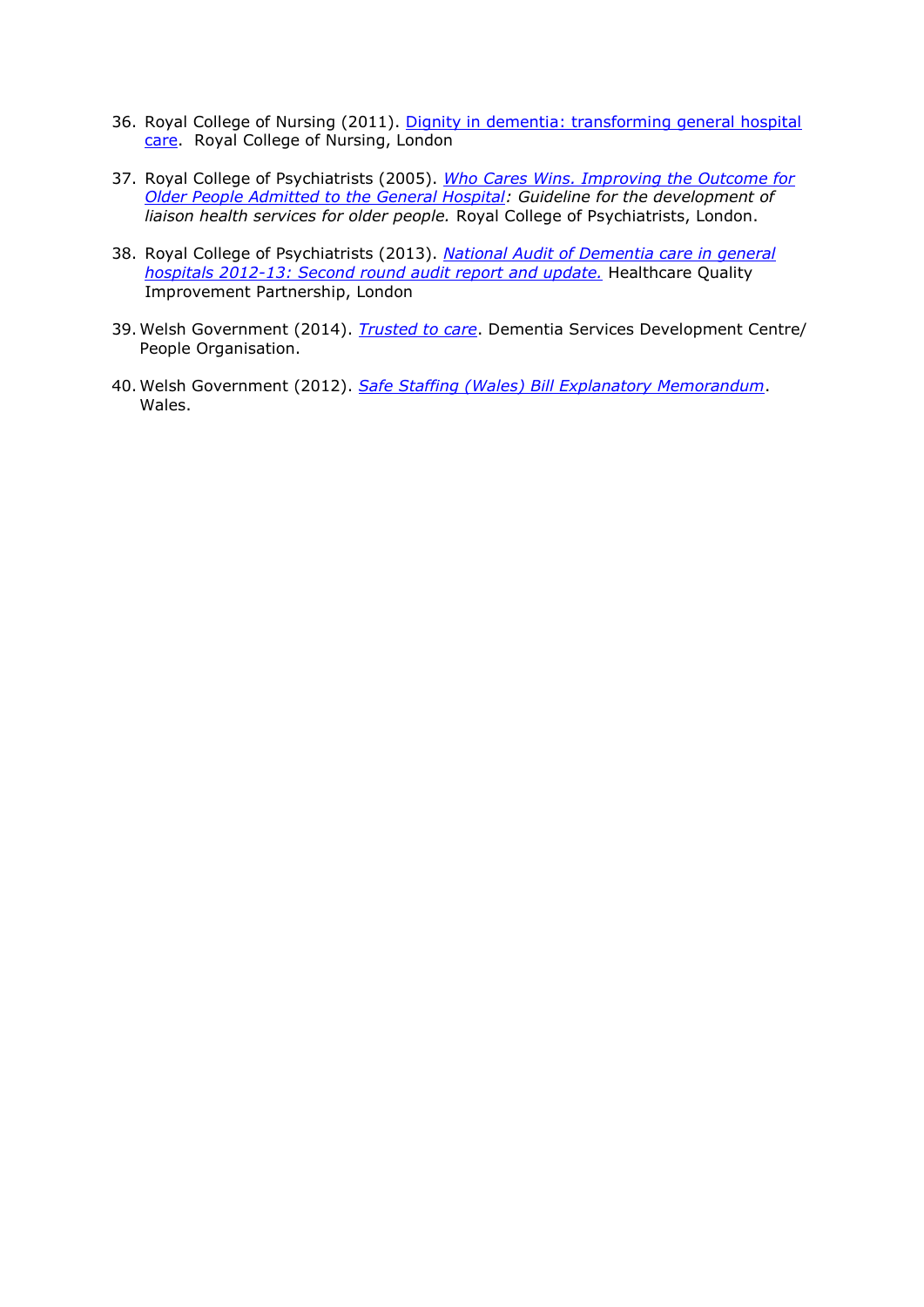36. Royal College of Nursing (2011). Dignity in dementia: transforming general hospital care. Royal College of Nursing, London

37. Royal College of Psychiatrists (2005). *Who Cares Wins. Improving the Outcome for Older People Admitted to the General Hospital: Guideline for the development of liaison health services for older people.* Royal College of Psychiatrists, London.

38. Royal College of Psychiatrists (2013). *National Audit of Dementia care in general hospitals 2012-13: Second round audit report and update.* Healthcare Quality Improvement Partnership, London

39. Welsh Government (2014). *Trusted to care*. Dementia Services Development Centre/ People Organisation.

40. Welsh Government (2012). *Safe Staffing (Wales) Bill Explanatory Memorandum*. Wales.